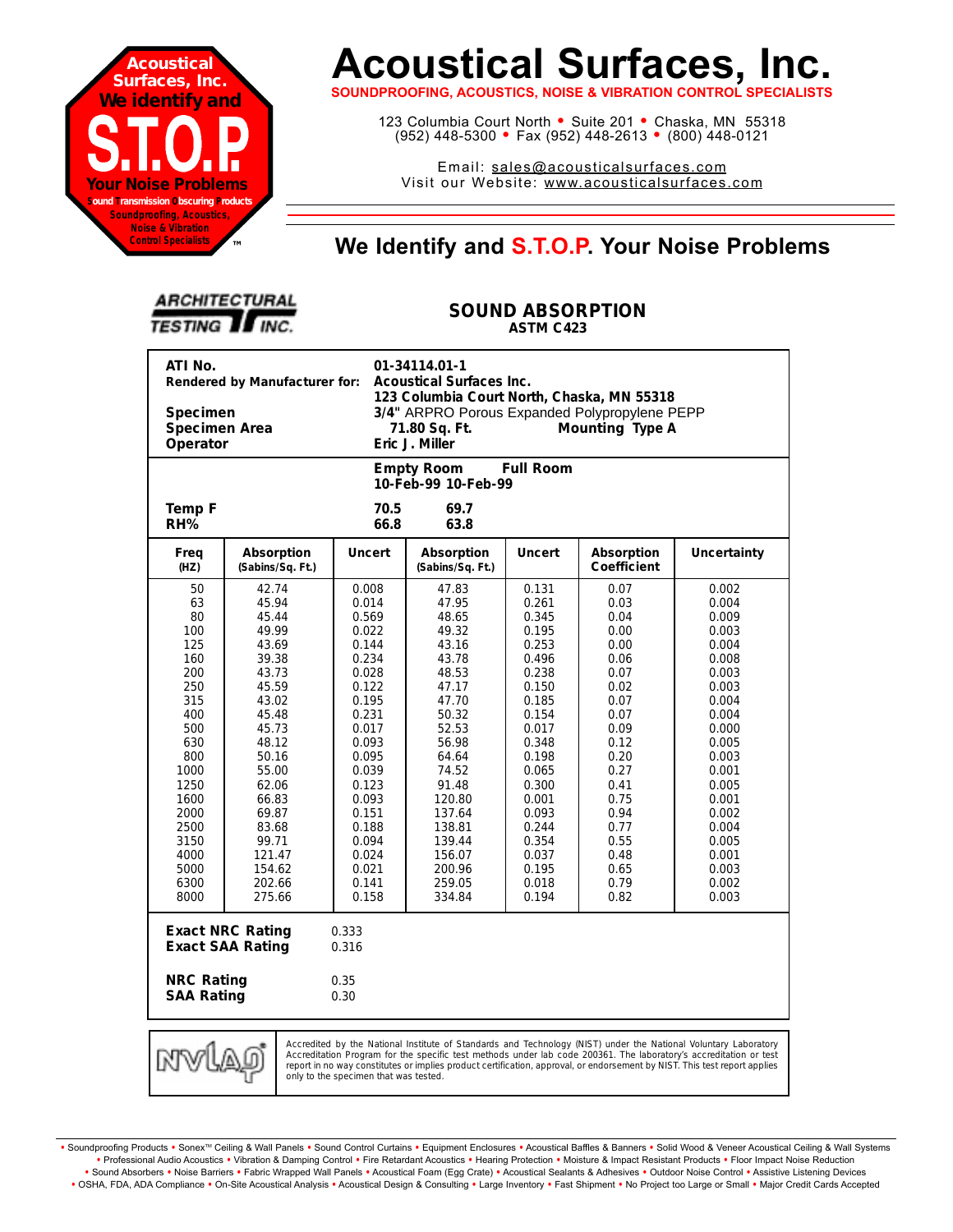# Acoustical Surfaces, Inc.

**SOUNDPROOFING, ACOUSTICS, NOISE & VIBRATION CONTROL SPECIALISTS**

123 Columbia Court North • Suite 201 • Chaska, MN 55318
(952) 448-5300 • Fax (952) 448-2613 • (800) 448-0121

Email: sales@acousticalsurfaces.com
Visit our Website: www.acousticalsurfaces.com

Acoustical Surfaces, Inc. We identify and S.T.O.P. Your Noise Problems
Sound Transmission Obscuring Products
Soundproofing, Acoustics, Noise & Vibration Control Specialists ™

## We Identify and S.T.O.P. Your Noise Problems

ARCHITECTURAL TESTING INC.

### SOUND ABSORPTION
**ASTM C423**

**ATI No.** 01-34114.01-1
**Rendered by Manufacturer for:** Acoustical Surfaces Inc.
123 Columbia Court North, Chaska, MN 55318
**Specimen** 3/4" ARPRO Porous Expanded Polypropylene PEPP
**Specimen Area** 71.80 Sq. Ft. Mounting Type A
**Operator** Eric J. Miller

| | Empty Room | Full Room |
|---|---|---|
| | 10-Feb-99 | 10-Feb-99 |
| Temp F | 70.5 | 69.7 |
| RH% | 66.8 | 63.8 |

| Freq (HZ) | Absorption (Sabins/Sq. Ft.) | Uncert | Absorption (Sabins/Sq. Ft.) | Uncert | Absorption Coefficient | Uncertainty |
|---|---|---|---|---|---|---|
| 50 | 42.74 | 0.008 | 47.83 | 0.131 | 0.07 | 0.002 |
| 63 | 45.94 | 0.014 | 47.95 | 0.261 | 0.03 | 0.004 |
| 80 | 45.44 | 0.569 | 48.65 | 0.345 | 0.04 | 0.009 |
| 100 | 49.99 | 0.022 | 49.32 | 0.195 | 0.00 | 0.003 |
| 125 | 43.69 | 0.144 | 43.16 | 0.253 | 0.00 | 0.004 |
| 160 | 39.38 | 0.234 | 43.78 | 0.496 | 0.06 | 0.008 |
| 200 | 43.73 | 0.028 | 48.53 | 0.238 | 0.07 | 0.003 |
| 250 | 45.59 | 0.122 | 47.17 | 0.150 | 0.02 | 0.003 |
| 315 | 43.02 | 0.195 | 47.70 | 0.185 | 0.07 | 0.004 |
| 400 | 45.48 | 0.231 | 50.32 | 0.154 | 0.07 | 0.004 |
| 500 | 45.73 | 0.017 | 52.53 | 0.017 | 0.09 | 0.000 |
| 630 | 48.12 | 0.093 | 56.98 | 0.348 | 0.12 | 0.005 |
| 800 | 50.16 | 0.095 | 64.64 | 0.198 | 0.20 | 0.003 |
| 1000 | 55.00 | 0.039 | 74.52 | 0.065 | 0.27 | 0.001 |
| 1250 | 62.06 | 0.123 | 91.48 | 0.300 | 0.41 | 0.005 |
| 1600 | 66.83 | 0.093 | 120.80 | 0.001 | 0.75 | 0.001 |
| 2000 | 69.87 | 0.151 | 137.64 | 0.093 | 0.94 | 0.002 |
| 2500 | 83.68 | 0.188 | 138.81 | 0.244 | 0.77 | 0.004 |
| 3150 | 99.71 | 0.094 | 139.44 | 0.354 | 0.55 | 0.005 |
| 4000 | 121.47 | 0.024 | 156.07 | 0.037 | 0.48 | 0.001 |
| 5000 | 154.62 | 0.021 | 200.96 | 0.195 | 0.65 | 0.003 |
| 6300 | 202.66 | 0.141 | 259.05 | 0.018 | 0.79 | 0.002 |
| 8000 | 275.66 | 0.158 | 334.84 | 0.194 | 0.82 | 0.003 |

**Exact NRC Rating** 0.333
**Exact SAA Rating** 0.316

**NRC Rating** 0.35
**SAA Rating** 0.30

NVLAP

Accredited by the National Institute of Standards and Technology (NIST) under the National Voluntary Laboratory Accreditation Program for the specific test methods under lab code 200361. The laboratory's accreditation or test report in no way constitutes or implies product certification, approval, or endorsement by NIST. This test report applies only to the specimen that was tested.

• Soundproofing Products • Sonex™ Ceiling & Wall Panels • Sound Control Curtains • Equipment Enclosures • Acoustical Baffles & Banners • Solid Wood & Veneer Acoustical Ceiling & Wall Systems • Professional Audio Acoustics • Vibration & Damping Control • Fire Retardant Acoustics • Hearing Protection • Moisture & Impact Resistant Products • Floor Impact Noise Reduction • Sound Absorbers • Noise Barriers • Fabric Wrapped Wall Panels • Acoustical Foam (Egg Crate) • Acoustical Sealants & Adhesives • Outdoor Noise Control • Assistive Listening Devices • OSHA, FDA, ADA Compliance • On-Site Acoustical Analysis • Acoustical Design & Consulting • Large Inventory • Fast Shipment • No Project too Large or Small • Major Credit Cards Accepted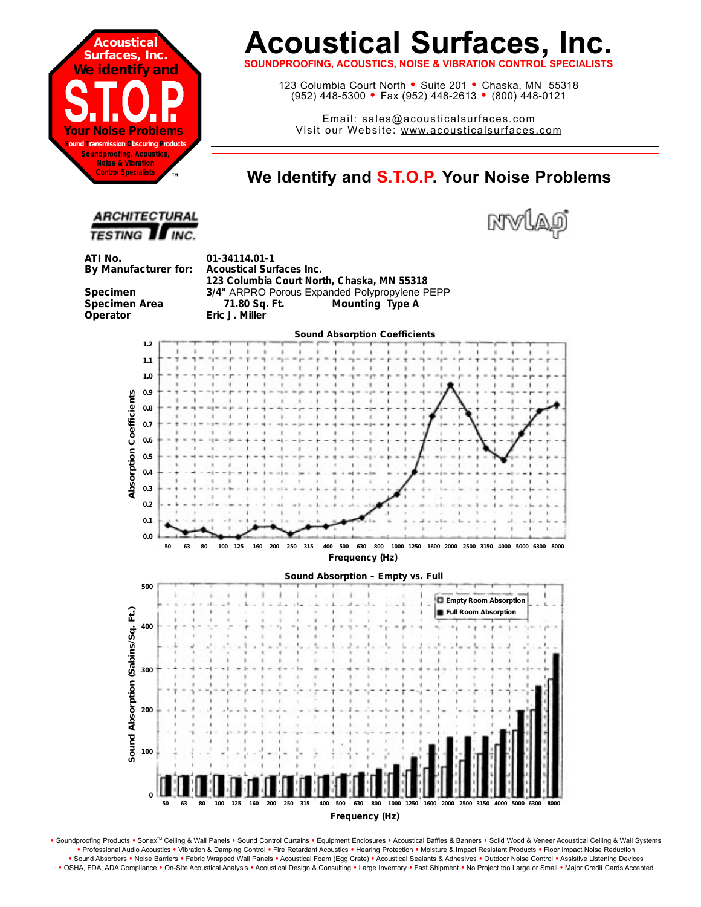Acoustical Surfaces, Inc. We identify and S.T.O.P Your Noise Problems — Sound Transmission Obscuring Products — Soundproofing, Acoustics, Noise & Vibration Control Specialists ™

# Acoustical Surfaces, Inc.

**SOUNDPROOFING, ACOUSTICS, NOISE & VIBRATION CONTROL SPECIALISTS**

123 Columbia Court North • Suite 201 • Chaska, MN 55318
(952) 448-5300 • Fax (952) 448-2613 • (800) 448-0121

Email: sales@acousticalsurfaces.com
Visit our Website: www.acousticalsurfaces.com

## We Identify and S.T.O.P. Your Noise Problems

ARCHITECTURAL TESTING INC.

NVLAP

| | |
|---|---|
| **ATI No.** | **01-34114.01-1** |
| **By Manufacturer for:** | **Acoustical Surfaces Inc.** |
| | **123 Columbia Court North, Chaska, MN 55318** |
| **Specimen** | **3/4"** ARPRO Porous Expanded Polypropylene PEPP |
| **Specimen Area** | **71.80 Sq. Ft.** **Mounting Type A** |
| **Operator** | **Eric J. Miller** |

**Sound Absorption Coefficients**

Absorption Coefficients

1.2
1.1
1.0
0.9
0.8
0.7
0.6
0.5
0.4
0.3
0.2
0.1
0.0

50 63 80 100 125 160 200 250 315 400 500 630 800 1000 1250 1600 2000 2500 3150 4000 5000 6300 8000

Frequency (Hz)

**Sound Absorption – Empty vs. Full**

Empty Room Absorption
Full Room Absorption

Sound Absorption (Sabins/Sq. Ft.)

500
400
300
200
100
0

50 63 80 100 125 160 200 250 315 400 500 630 800 1000 1250 1600 2000 2500 3150 4000 5000 6300 8000

Frequency (Hz)

• Soundproofing Products • Sonex™ Ceiling & Wall Panels • Sound Control Curtains • Equipment Enclosures • Acoustical Baffles & Banners • Solid Wood & Veneer Acoustical Ceiling & Wall Systems • Professional Audio Acoustics • Vibration & Damping Control • Fire Retardant Acoustics • Hearing Protection • Moisture & Impact Resistant Products • Floor Impact Noise Reduction • Sound Absorbers • Noise Barriers • Fabric Wrapped Wall Panels • Acoustical Foam (Egg Crate) • Acoustical Sealants & Adhesives • Outdoor Noise Control • Assistive Listening Devices • OSHA, FDA, ADA Compliance • On-Site Acoustical Analysis • Acoustical Design & Consulting • Large Inventory • Fast Shipment • No Project too Large or Small • Major Credit Cards Accepted